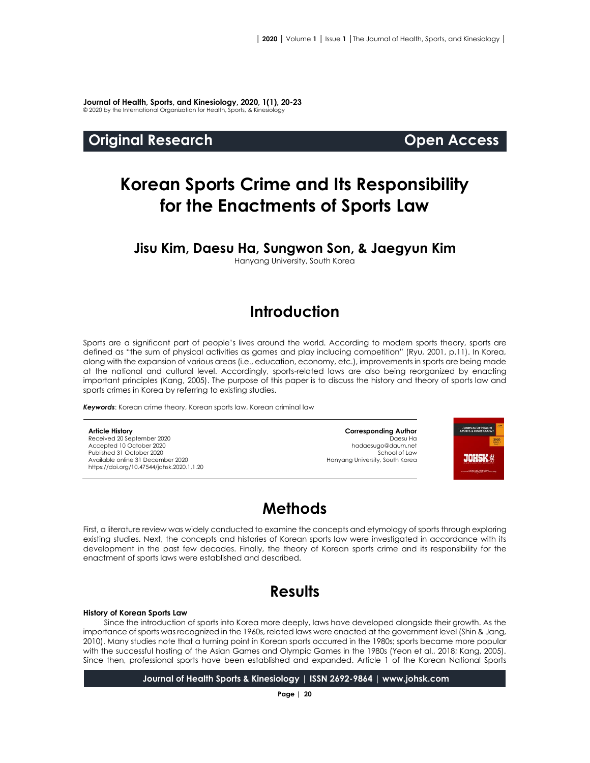**Journal of Health, Sports, and Kinesiology, 2020, 1(1), 20-23**
© 2020 by the International Organization for Health, Sports, & Kinesiology

**Original Research** | **Open Access**

# Korean Sports Crime and Its Responsibility for the Enactments of Sports Law

## Jisu Kim, Daesu Ha, Sungwon Son, & Jaegyun Kim

Hanyang University, South Korea

## Introduction

Sports are a significant part of people's lives around the world. According to modern sports theory, sports are defined as "the sum of physical activities as games and play including competition" (Ryu, 2001, p.11). In Korea, along with the expansion of various areas (i.e., education, economy, etc.), improvements in sports are being made at the national and cultural level. Accordingly, sports-related laws are also being reorganized by enacting important principles (Kang, 2005). The purpose of this paper is to discuss the history and theory of sports law and sports crimes in Korea by referring to existing studies.

***Keywords***: Korean crime theory, Korean sports law, Korean criminal law

**Article History**
Received 20 September 2020
Accepted 10 October 2020
Published 31 October 2020
Available online 31 December 2020
https://doi.org/10.47544/johsk.2020.1.1.20

**Corresponding Author**
Daesu Ha
hadaesugo@daum.net
School of Law
Hanyang University, South Korea

## Methods

First, a literature review was widely conducted to examine the concepts and etymology of sports through exploring existing studies. Next, the concepts and histories of Korean sports law were investigated in accordance with its development in the past few decades. Finally, the theory of Korean sports crime and its responsibility for the enactment of sports laws were established and described.

## Results

**History of Korean Sports Law**

Since the introduction of sports into Korea more deeply, laws have developed alongside their growth. As the importance of sports was recognized in the 1960s, related laws were enacted at the government level (Shin & Jang, 2010). Many studies note that a turning point in Korean sports occurred in the 1980s; sports became more popular with the successful hosting of the Asian Games and Olympic Games in the 1980s (Yeon et al., 2018; Kang, 2005). Since then, professional sports have been established and expanded. Article 1 of the Korean National Sports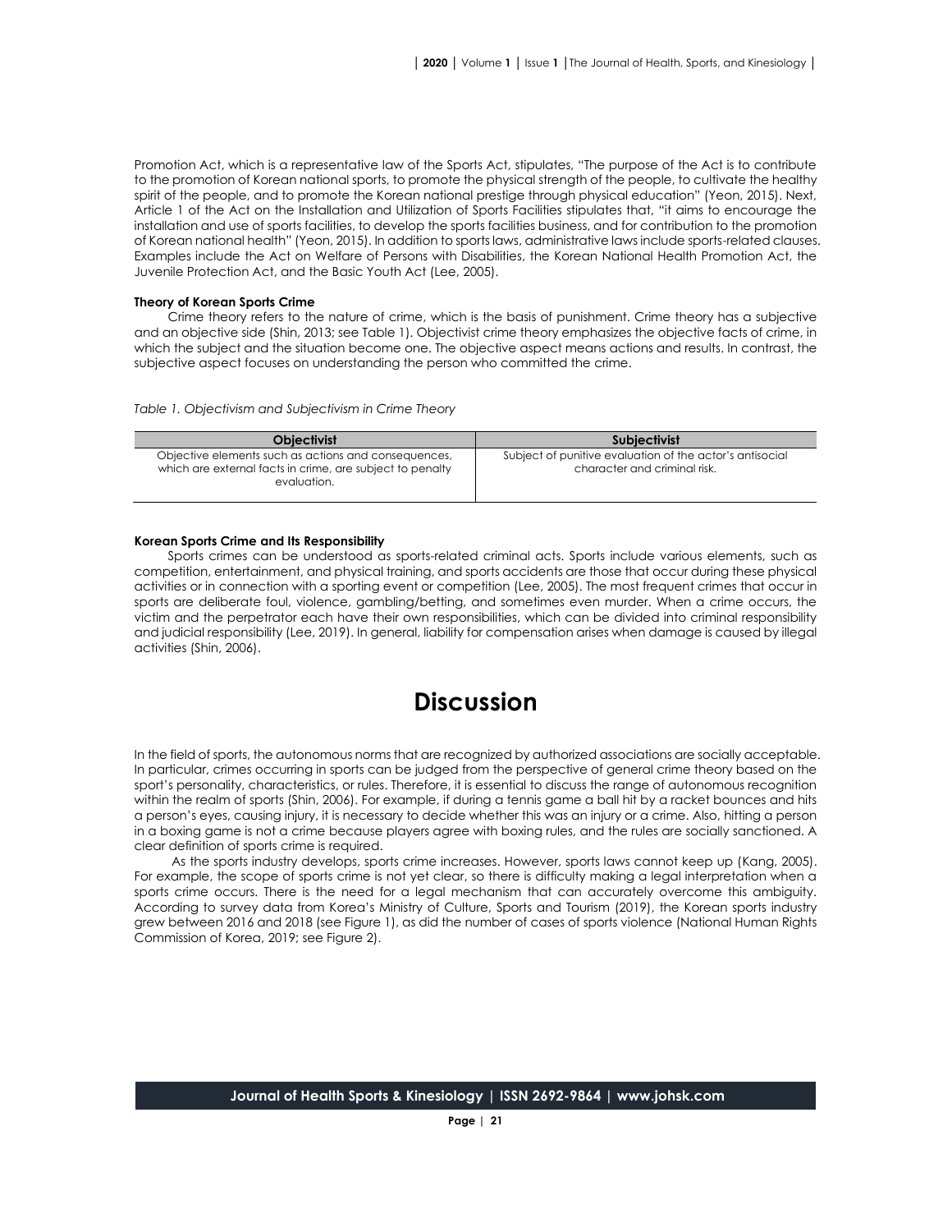Promotion Act, which is a representative law of the Sports Act, stipulates, "The purpose of the Act is to contribute to the promotion of Korean national sports, to promote the physical strength of the people, to cultivate the healthy spirit of the people, and to promote the Korean national prestige through physical education" (Yeon, 2015). Next, Article 1 of the Act on the Installation and Utilization of Sports Facilities stipulates that, "it aims to encourage the installation and use of sports facilities, to develop the sports facilities business, and for contribution to the promotion of Korean national health" (Yeon, 2015). In addition to sports laws, administrative laws include sports-related clauses. Examples include the Act on Welfare of Persons with Disabilities, the Korean National Health Promotion Act, the Juvenile Protection Act, and the Basic Youth Act (Lee, 2005).

### Theory of Korean Sports Crime

Crime theory refers to the nature of crime, which is the basis of punishment. Crime theory has a subjective and an objective side (Shin, 2013; see Table 1). Objectivist crime theory emphasizes the objective facts of crime, in which the subject and the situation become one. The objective aspect means actions and results. In contrast, the subjective aspect focuses on understanding the person who committed the crime.

*Table 1. Objectivism and Subjectivism in Crime Theory*

| Objectivist | Subjectivist |
|---|---|
| Objective elements such as actions and consequences, which are external facts in crime, are subject to penalty evaluation. | Subject of punitive evaluation of the actor's antisocial character and criminal risk. |

### Korean Sports Crime and Its Responsibility

Sports crimes can be understood as sports-related criminal acts. Sports include various elements, such as competition, entertainment, and physical training, and sports accidents are those that occur during these physical activities or in connection with a sporting event or competition (Lee, 2005). The most frequent crimes that occur in sports are deliberate foul, violence, gambling/betting, and sometimes even murder. When a crime occurs, the victim and the perpetrator each have their own responsibilities, which can be divided into criminal responsibility and judicial responsibility (Lee, 2019). In general, liability for compensation arises when damage is caused by illegal activities (Shin, 2006).

# Discussion

In the field of sports, the autonomous norms that are recognized by authorized associations are socially acceptable. In particular, crimes occurring in sports can be judged from the perspective of general crime theory based on the sport's personality, characteristics, or rules. Therefore, it is essential to discuss the range of autonomous recognition within the realm of sports (Shin, 2006). For example, if during a tennis game a ball hit by a racket bounces and hits a person's eyes, causing injury, it is necessary to decide whether this was an injury or a crime. Also, hitting a person in a boxing game is not a crime because players agree with boxing rules, and the rules are socially sanctioned. A clear definition of sports crime is required.

As the sports industry develops, sports crime increases. However, sports laws cannot keep up (Kang, 2005). For example, the scope of sports crime is not yet clear, so there is difficulty making a legal interpretation when a sports crime occurs. There is the need for a legal mechanism that can accurately overcome this ambiguity. According to survey data from Korea's Ministry of Culture, Sports and Tourism (2019), the Korean sports industry grew between 2016 and 2018 (see Figure 1), as did the number of cases of sports violence (National Human Rights Commission of Korea, 2019; see Figure 2).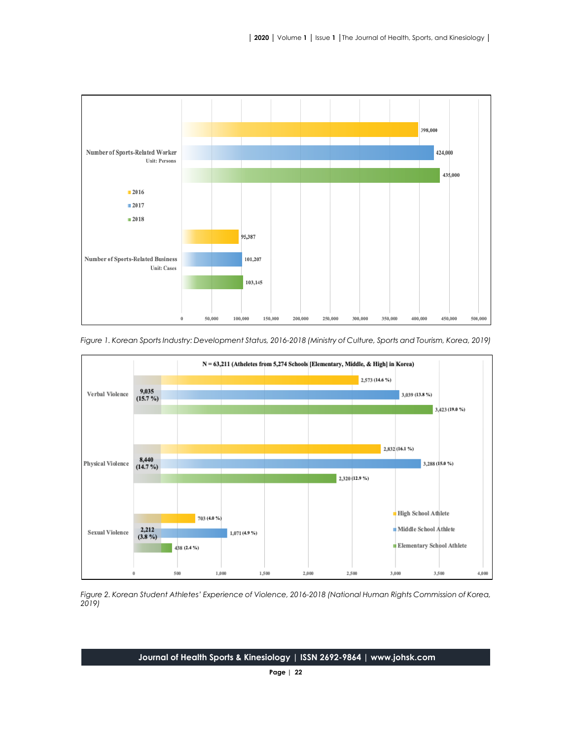Figure 1. Korean Sports Industry: Development Status, 2016-2018 (Ministry of Culture, Sports and Tourism, Korea, 2019)

Figure 2. Korean Student Athletes' Experience of Violence, 2016-2018 (National Human Rights Commission of Korea, 2019)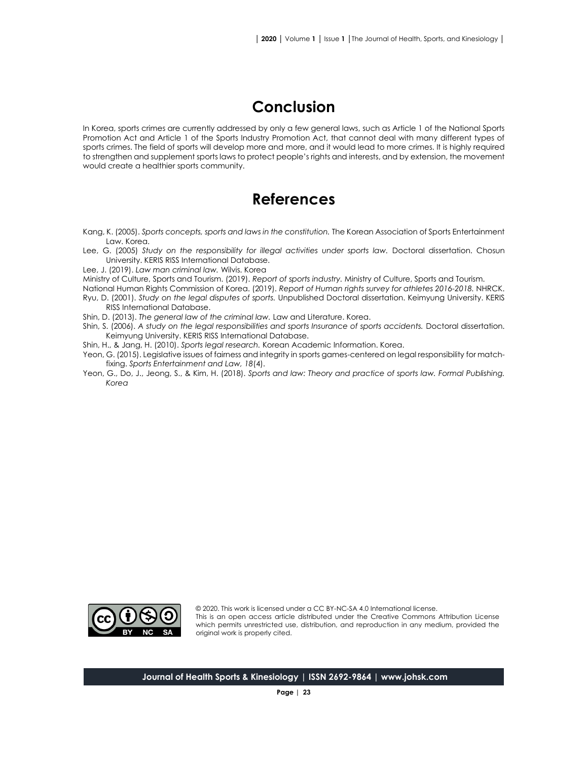# Conclusion

In Korea, sports crimes are currently addressed by only a few general laws, such as Article 1 of the National Sports Promotion Act and Article 1 of the Sports Industry Promotion Act, that cannot deal with many different types of sports crimes. The field of sports will develop more and more, and it would lead to more crimes. It is highly required to strengthen and supplement sports laws to protect people's rights and interests, and by extension, the movement would create a healthier sports community.

# References

Kang, K. (2005). *Sports concepts, sports and laws in the constitution.* The Korean Association of Sports Entertainment Law. Korea.

Lee, G. (2005) *Study on the responsibility for illegal activities under sports law.* Doctoral dissertation. Chosun University. KERIS RISS International Database.

Lee, J. (2019). *Law man criminal law.* Wilvis. Korea

Ministry of Culture, Sports and Tourism. (2019). *Report of sports industry.* Ministry of Culture, Sports and Tourism.

National Human Rights Commission of Korea. (2019). *Report of Human rights survey for athletes 2016-2018.* NHRCK.

Ryu, D. (2001). *Study on the legal disputes of sports.* Unpublished Doctoral dissertation. Keimyung University. KERIS RISS International Database.

Shin, D. (2013). *The general law of the criminal law.* Law and Literature. Korea.

Shin, S. (2006). *A study on the legal responsibilities and sports Insurance of sports accidents.* Doctoral dissertation. Keimyung University. KERIS RISS International Database.

Shin, H., & Jang, H. (2010). *Sports legal research.* Korean Academic Information. Korea.

Yeon, G. (2015). Legislative issues of fairness and integrity in sports games-centered on legal responsibility for match-fixing. *Sports Entertainment and Law, 18*(4).

Yeon, G., Do, J., Jeong, S., & Kim, H. (2018). *Sports and law: Theory and practice of sports law. Formal Publishing. Korea*

© 2020. This work is licensed under a CC BY-NC-SA 4.0 International license.
This is an open access article distributed under the Creative Commons Attribution License which permits unrestricted use, distribution, and reproduction in any medium, provided the original work is properly cited.